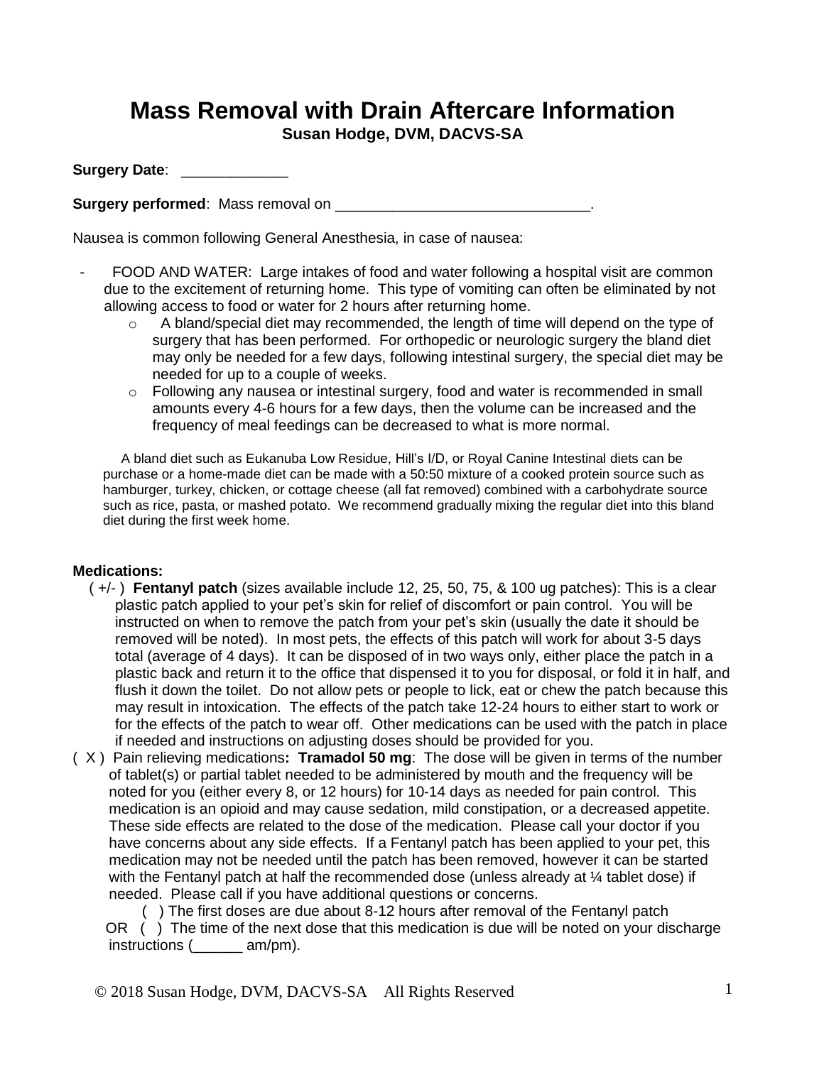# Mass Removal with Drain Aftercare Information

**Susan Hodge, DVM, DACVS-SA**

**Surgery Date**: _____________

**Surgery performed**: Mass removal on _______________________________.

Nausea is common following General Anesthesia, in case of nausea:

- FOOD AND WATER: Large intakes of food and water following a hospital visit are common due to the excitement of returning home. This type of vomiting can often be eliminated by not allowing access to food or water for 2 hours after returning home.
  - A bland/special diet may recommended, the length of time will depend on the type of surgery that has been performed. For orthopedic or neurologic surgery the bland diet may only be needed for a few days, following intestinal surgery, the special diet may be needed for up to a couple of weeks.
  - Following any nausea or intestinal surgery, food and water is recommended in small amounts every 4-6 hours for a few days, then the volume can be increased and the frequency of meal feedings can be decreased to what is more normal.

A bland diet such as Eukanuba Low Residue, Hill's I/D, or Royal Canine Intestinal diets can be purchase or a home-made diet can be made with a 50:50 mixture of a cooked protein source such as hamburger, turkey, chicken, or cottage cheese (all fat removed) combined with a carbohydrate source such as rice, pasta, or mashed potato. We recommend gradually mixing the regular diet into this bland diet during the first week home.

**Medications:**

( +/- ) **Fentanyl patch** (sizes available include 12, 25, 50, 75, & 100 ug patches): This is a clear plastic patch applied to your pet's skin for relief of discomfort or pain control. You will be instructed on when to remove the patch from your pet's skin (usually the date it should be removed will be noted). In most pets, the effects of this patch will work for about 3-5 days total (average of 4 days). It can be disposed of in two ways only, either place the patch in a plastic back and return it to the office that dispensed it to you for disposal, or fold it in half, and flush it down the toilet. Do not allow pets or people to lick, eat or chew the patch because this may result in intoxication. The effects of the patch take 12-24 hours to either start to work or for the effects of the patch to wear off. Other medications can be used with the patch in place if needed and instructions on adjusting doses should be provided for you.

( X ) Pain relieving medications**: Tramadol 50 mg**: The dose will be given in terms of the number of tablet(s) or partial tablet needed to be administered by mouth and the frequency will be noted for you (either every 8, or 12 hours) for 10-14 days as needed for pain control. This medication is an opioid and may cause sedation, mild constipation, or a decreased appetite. These side effects are related to the dose of the medication. Please call your doctor if you have concerns about any side effects. If a Fentanyl patch has been applied to your pet, this medication may not be needed until the patch has been removed, however it can be started with the Fentanyl patch at half the recommended dose (unless already at ¼ tablet dose) if needed. Please call if you have additional questions or concerns.

( ) The first doses are due about 8-12 hours after removal of the Fentanyl patch

OR ( ) The time of the next dose that this medication is due will be noted on your discharge instructions (______ am/pm).

© 2018 Susan Hodge, DVM, DACVS-SA All Rights Reserved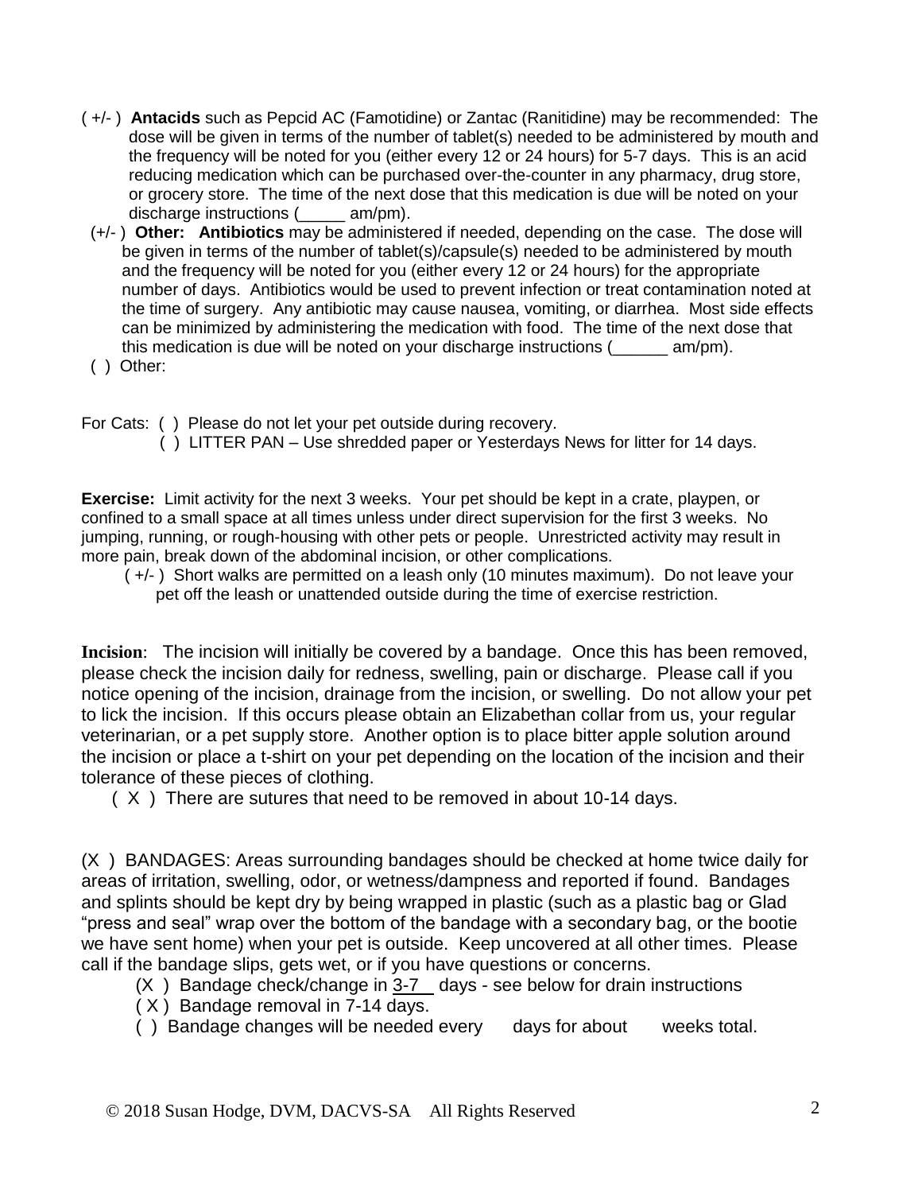( +/- ) **Antacids** such as Pepcid AC (Famotidine) or Zantac (Ranitidine) may be recommended: The dose will be given in terms of the number of tablet(s) needed to be administered by mouth and the frequency will be noted for you (either every 12 or 24 hours) for 5-7 days. This is an acid reducing medication which can be purchased over-the-counter in any pharmacy, drug store, or grocery store. The time of the next dose that this medication is due will be noted on your discharge instructions (_____ am/pm).

(+/- ) **Other: Antibiotics** may be administered if needed, depending on the case. The dose will be given in terms of the number of tablet(s)/capsule(s) needed to be administered by mouth and the frequency will be noted for you (either every 12 or 24 hours) for the appropriate number of days. Antibiotics would be used to prevent infection or treat contamination noted at the time of surgery. Any antibiotic may cause nausea, vomiting, or diarrhea. Most side effects can be minimized by administering the medication with food. The time of the next dose that this medication is due will be noted on your discharge instructions (______ am/pm).

( ) Other:

For Cats: ( ) Please do not let your pet outside during recovery.

( ) LITTER PAN – Use shredded paper or Yesterdays News for litter for 14 days.

**Exercise:** Limit activity for the next 3 weeks. Your pet should be kept in a crate, playpen, or confined to a small space at all times unless under direct supervision for the first 3 weeks. No jumping, running, or rough-housing with other pets or people. Unrestricted activity may result in more pain, break down of the abdominal incision, or other complications.

( +/- ) Short walks are permitted on a leash only (10 minutes maximum). Do not leave your pet off the leash or unattended outside during the time of exercise restriction.

**Incision**: The incision will initially be covered by a bandage. Once this has been removed, please check the incision daily for redness, swelling, pain or discharge. Please call if you notice opening of the incision, drainage from the incision, or swelling. Do not allow your pet to lick the incision. If this occurs please obtain an Elizabethan collar from us, your regular veterinarian, or a pet supply store. Another option is to place bitter apple solution around the incision or place a t-shirt on your pet depending on the location of the incision and their tolerance of these pieces of clothing.

( X ) There are sutures that need to be removed in about 10-14 days.

(X ) BANDAGES: Areas surrounding bandages should be checked at home twice daily for areas of irritation, swelling, odor, or wetness/dampness and reported if found. Bandages and splints should be kept dry by being wrapped in plastic (such as a plastic bag or Glad "press and seal" wrap over the bottom of the bandage with a secondary bag, or the bootie we have sent home) when your pet is outside. Keep uncovered at all other times. Please call if the bandage slips, gets wet, or if you have questions or concerns.

(X ) Bandage check/change in 3-7 days - see below for drain instructions

( X ) Bandage removal in 7-14 days.

( ) Bandage changes will be needed every days for about weeks total.

© 2018 Susan Hodge, DVM, DACVS-SA All Rights Reserved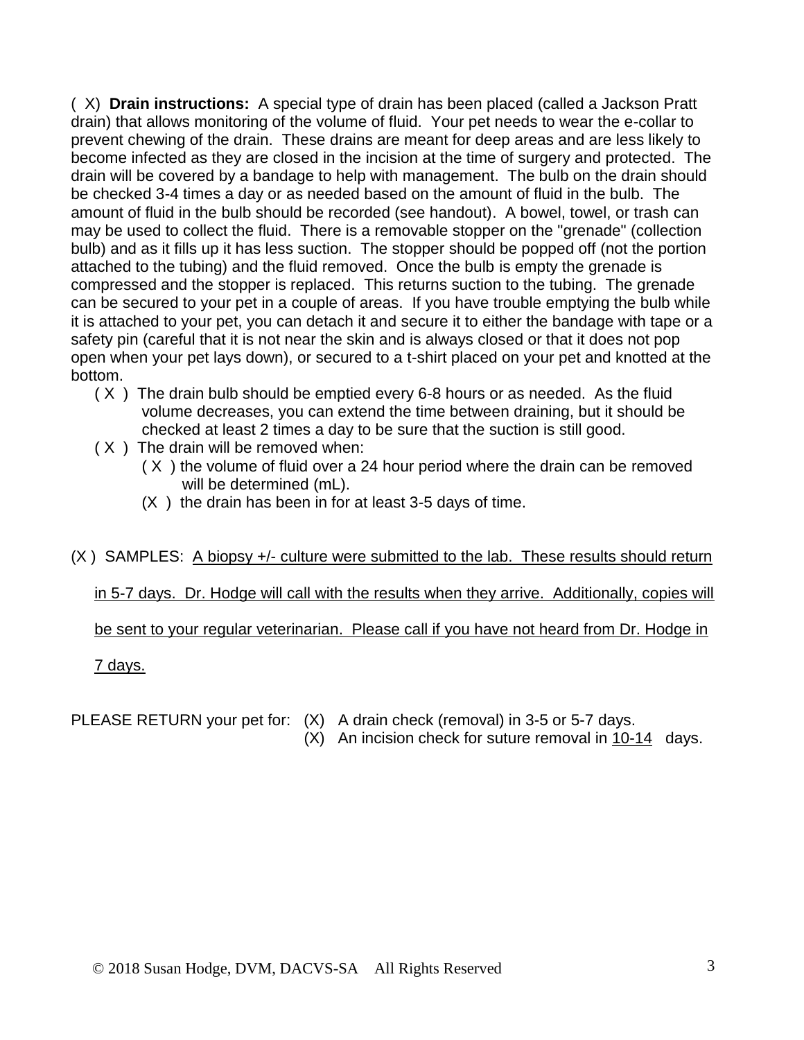( X) **Drain instructions:** A special type of drain has been placed (called a Jackson Pratt drain) that allows monitoring of the volume of fluid. Your pet needs to wear the e-collar to prevent chewing of the drain. These drains are meant for deep areas and are less likely to become infected as they are closed in the incision at the time of surgery and protected. The drain will be covered by a bandage to help with management. The bulb on the drain should be checked 3-4 times a day or as needed based on the amount of fluid in the bulb. The amount of fluid in the bulb should be recorded (see handout). A bowel, towel, or trash can may be used to collect the fluid. There is a removable stopper on the "grenade" (collection bulb) and as it fills up it has less suction. The stopper should be popped off (not the portion attached to the tubing) and the fluid removed. Once the bulb is empty the grenade is compressed and the stopper is replaced. This returns suction to the tubing. The grenade can be secured to your pet in a couple of areas. If you have trouble emptying the bulb while it is attached to your pet, you can detach it and secure it to either the bandage with tape or a safety pin (careful that it is not near the skin and is always closed or that it does not pop open when your pet lays down), or secured to a t-shirt placed on your pet and knotted at the bottom.

- ( X ) The drain bulb should be emptied every 6-8 hours or as needed. As the fluid volume decreases, you can extend the time between draining, but it should be checked at least 2 times a day to be sure that the suction is still good.
- ( X ) The drain will be removed when:
  - ( X ) the volume of fluid over a 24 hour period where the drain can be removed will be determined (mL).
  - (X ) the drain has been in for at least 3-5 days of time.

(X ) SAMPLES: <u>A biopsy +/- culture were submitted to the lab. These results should return in 5-7 days. Dr. Hodge will call with the results when they arrive. Additionally, copies will be sent to your regular veterinarian. Please call if you have not heard from Dr. Hodge in 7 days.</u>

PLEASE RETURN your pet for: (X) A drain check (removal) in 3-5 or 5-7 days.
(X) An incision check for suture removal in <u>10-14</u> days.

© 2018 Susan Hodge, DVM, DACVS-SA All Rights Reserved